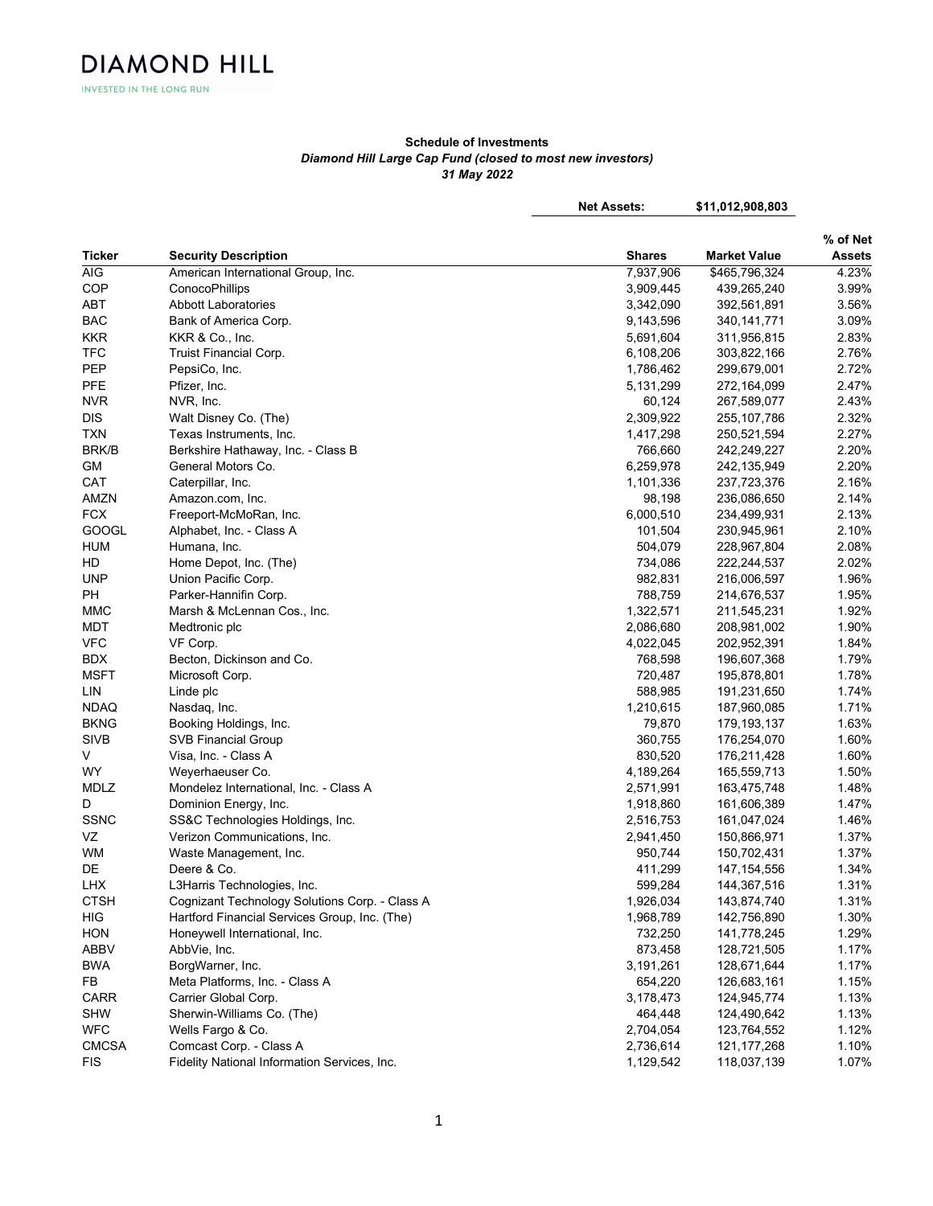DIAMOND HILL

INVESTED IN THE LONG RUN

**Schedule of Investments**
***Diamond Hill Large Cap Fund (closed to most new investors)***
***31 May 2022***

**Net Assets: $11,012,908,803**

| Ticker | Security Description | Shares | Market Value | % of Net Assets |
|---|---|---|---|---|
| AIG | American International Group, Inc. | 7,937,906 | $465,796,324 | 4.23% |
| COP | ConocoPhillips | 3,909,445 | 439,265,240 | 3.99% |
| ABT | Abbott Laboratories | 3,342,090 | 392,561,891 | 3.56% |
| BAC | Bank of America Corp. | 9,143,596 | 340,141,771 | 3.09% |
| KKR | KKR & Co., Inc. | 5,691,604 | 311,956,815 | 2.83% |
| TFC | Truist Financial Corp. | 6,108,206 | 303,822,166 | 2.76% |
| PEP | PepsiCo, Inc. | 1,786,462 | 299,679,001 | 2.72% |
| PFE | Pfizer, Inc. | 5,131,299 | 272,164,099 | 2.47% |
| NVR | NVR, Inc. | 60,124 | 267,589,077 | 2.43% |
| DIS | Walt Disney Co. (The) | 2,309,922 | 255,107,786 | 2.32% |
| TXN | Texas Instruments, Inc. | 1,417,298 | 250,521,594 | 2.27% |
| BRK/B | Berkshire Hathaway, Inc. - Class B | 766,660 | 242,249,227 | 2.20% |
| GM | General Motors Co. | 6,259,978 | 242,135,949 | 2.20% |
| CAT | Caterpillar, Inc. | 1,101,336 | 237,723,376 | 2.16% |
| AMZN | Amazon.com, Inc. | 98,198 | 236,086,650 | 2.14% |
| FCX | Freeport-McMoRan, Inc. | 6,000,510 | 234,499,931 | 2.13% |
| GOOGL | Alphabet, Inc. - Class A | 101,504 | 230,945,961 | 2.10% |
| HUM | Humana, Inc. | 504,079 | 228,967,804 | 2.08% |
| HD | Home Depot, Inc. (The) | 734,086 | 222,244,537 | 2.02% |
| UNP | Union Pacific Corp. | 982,831 | 216,006,597 | 1.96% |
| PH | Parker-Hannifin Corp. | 788,759 | 214,676,537 | 1.95% |
| MMC | Marsh & McLennan Cos., Inc. | 1,322,571 | 211,545,231 | 1.92% |
| MDT | Medtronic plc | 2,086,680 | 208,981,002 | 1.90% |
| VFC | VF Corp. | 4,022,045 | 202,952,391 | 1.84% |
| BDX | Becton, Dickinson and Co. | 768,598 | 196,607,368 | 1.79% |
| MSFT | Microsoft Corp. | 720,487 | 195,878,801 | 1.78% |
| LIN | Linde plc | 588,985 | 191,231,650 | 1.74% |
| NDAQ | Nasdaq, Inc. | 1,210,615 | 187,960,085 | 1.71% |
| BKNG | Booking Holdings, Inc. | 79,870 | 179,193,137 | 1.63% |
| SIVB | SVB Financial Group | 360,755 | 176,254,070 | 1.60% |
| V | Visa, Inc. - Class A | 830,520 | 176,211,428 | 1.60% |
| WY | Weyerhaeuser Co. | 4,189,264 | 165,559,713 | 1.50% |
| MDLZ | Mondelez International, Inc. - Class A | 2,571,991 | 163,475,748 | 1.48% |
| D | Dominion Energy, Inc. | 1,918,860 | 161,606,389 | 1.47% |
| SSNC | SS&C Technologies Holdings, Inc. | 2,516,753 | 161,047,024 | 1.46% |
| VZ | Verizon Communications, Inc. | 2,941,450 | 150,866,971 | 1.37% |
| WM | Waste Management, Inc. | 950,744 | 150,702,431 | 1.37% |
| DE | Deere & Co. | 411,299 | 147,154,556 | 1.34% |
| LHX | L3Harris Technologies, Inc. | 599,284 | 144,367,516 | 1.31% |
| CTSH | Cognizant Technology Solutions Corp. - Class A | 1,926,034 | 143,874,740 | 1.31% |
| HIG | Hartford Financial Services Group, Inc. (The) | 1,968,789 | 142,756,890 | 1.30% |
| HON | Honeywell International, Inc. | 732,250 | 141,778,245 | 1.29% |
| ABBV | AbbVie, Inc. | 873,458 | 128,721,505 | 1.17% |
| BWA | BorgWarner, Inc. | 3,191,261 | 128,671,644 | 1.17% |
| FB | Meta Platforms, Inc. - Class A | 654,220 | 126,683,161 | 1.15% |
| CARR | Carrier Global Corp. | 3,178,473 | 124,945,774 | 1.13% |
| SHW | Sherwin-Williams Co. (The) | 464,448 | 124,490,642 | 1.13% |
| WFC | Wells Fargo & Co. | 2,704,054 | 123,764,552 | 1.12% |
| CMCSA | Comcast Corp. - Class A | 2,736,614 | 121,177,268 | 1.10% |
| FIS | Fidelity National Information Services, Inc. | 1,129,542 | 118,037,139 | 1.07% |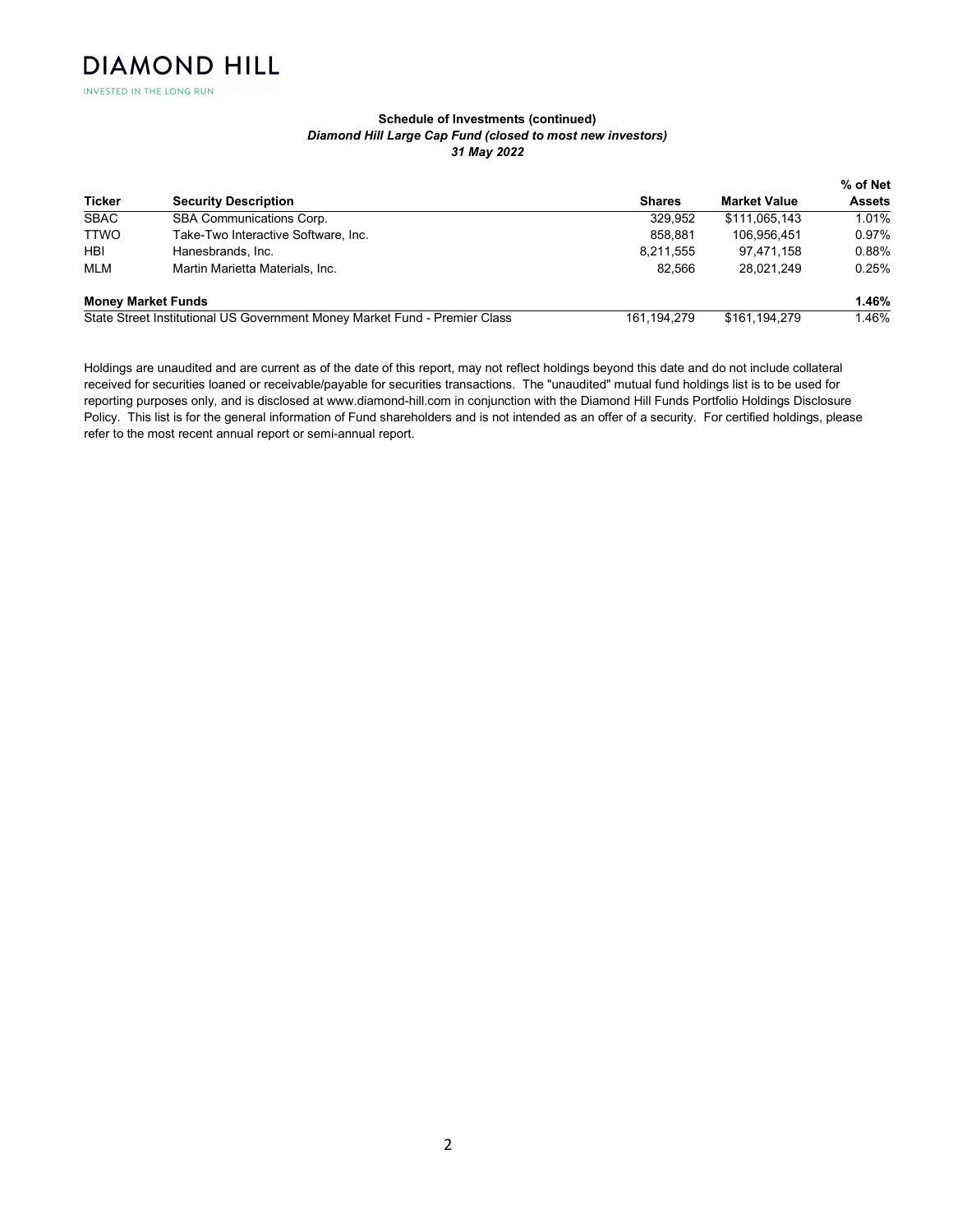**Schedule of Investments (continued)**
***Diamond Hill Large Cap Fund (closed to most new investors)***
***31 May 2022***

| Ticker | Security Description | Shares | Market Value | % of Net Assets |
|---|---|---|---|---|
| SBAC | SBA Communications Corp. | 329,952 | $111,065,143 | 1.01% |
| TTWO | Take-Two Interactive Software, Inc. | 858,881 | 106,956,451 | 0.97% |
| HBI | Hanesbrands, Inc. | 8,211,555 | 97,471,158 | 0.88% |
| MLM | Martin Marietta Materials, Inc. | 82,566 | 28,021,249 | 0.25% |
| **Money Market Funds** | | | | **1.46%** |
| State Street Institutional US Government Money Market Fund - Premier Class | | 161,194,279 | $161,194,279 | 1.46% |

Holdings are unaudited and are current as of the date of this report, may not reflect holdings beyond this date and do not include collateral received for securities loaned or receivable/payable for securities transactions. The "unaudited" mutual fund holdings list is to be used for reporting purposes only, and is disclosed at www.diamond-hill.com in conjunction with the Diamond Hill Funds Portfolio Holdings Disclosure Policy. This list is for the general information of Fund shareholders and is not intended as an offer of a security. For certified holdings, please refer to the most recent annual report or semi-annual report.